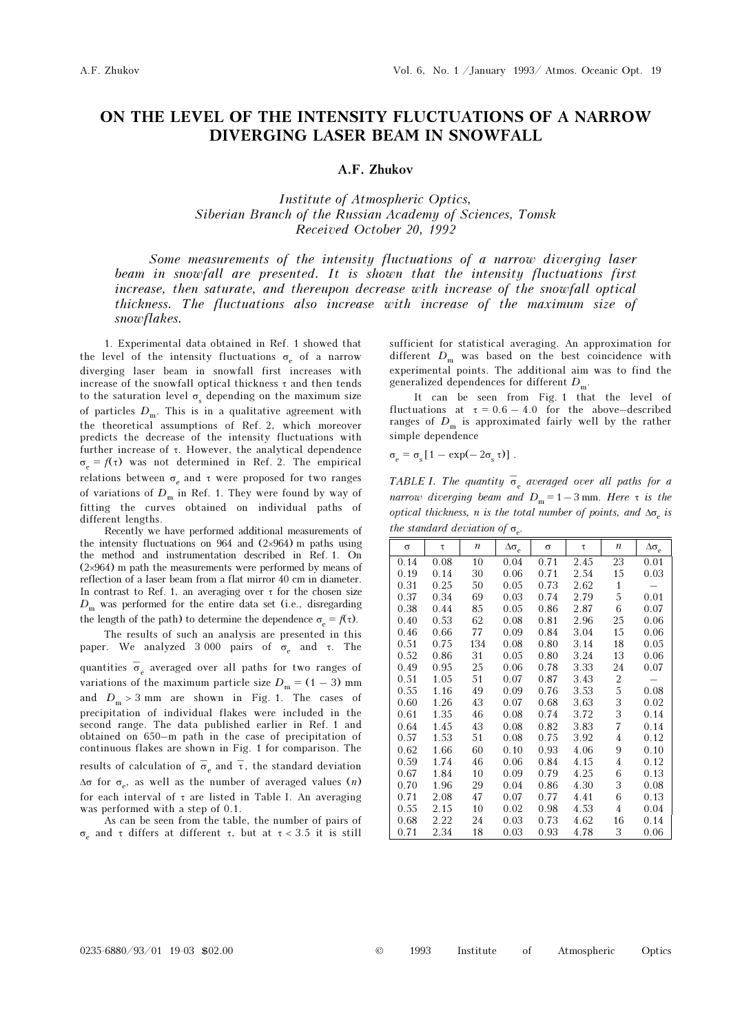# ON THE LEVEL OF THE INTENSITY FLUCTUATIONS OF A NARROW DIVERGING LASER BEAM IN SNOWFALL

**A.F. Zhukov**

*Institute of Atmospheric Optics,*
*Siberian Branch of the Russian Academy of Sciences, Tomsk*
*Received October 20, 1992*

*Some measurements of the intensity fluctuations of a narrow diverging laser beam in snowfall are presented. It is shown that the intensity fluctuations first increase, then saturate, and thereupon decrease with increase of the snowfall optical thickness. The fluctuations also increase with increase of the maximum size of snowflakes.*

1. Experimental data obtained in Ref. 1 showed that the level of the intensity fluctuations $\sigma_e$ of a narrow diverging laser beam in snowfall first increases with increase of the snowfall optical thickness $\tau$ and then tends to the saturation level $\sigma_s$ depending on the maximum size of particles $D_m$. This is in a qualitative agreement with the theoretical assumptions of Ref. 2, which moreover predicts the decrease of the intensity fluctuations with further increase of $\tau$. However, the analytical dependence $\sigma_e = f(\tau)$ was not determined in Ref. 2. The empirical relations between $\sigma_e$ and $\tau$ were proposed for two ranges of variations of $D_m$ in Ref. 1. They were found by way of fitting the curves obtained on individual paths of different lengths.

Recently we have performed additional measurements of the intensity fluctuations on 964 and (2×964) m paths using the method and instrumentation described in Ref. 1. On (2×964) m path the measurements were performed by means of reflection of a laser beam from a flat mirror 40 cm in diameter. In contrast to Ref. 1, an averaging over $\tau$ for the chosen size $D_m$ was performed for the entire data set (i.e., disregarding the length of the path) to determine the dependence $\sigma_e = f(\tau)$.

The results of such an analysis are presented in this paper. We analyzed 3 000 pairs of $\sigma_e$ and $\tau$. The quantities $\bar{\sigma}_e$ averaged over all paths for two ranges of variations of the maximum particle size $D_m = (1 - 3)$ mm and $D_m > 3$ mm are shown in Fig. 1. The cases of precipitation of individual flakes were included in the second range. The data published earlier in Ref. 1 and obtained on 650–m path in the case of precipitation of continuous flakes are shown in Fig. 1 for comparison. The results of calculation of $\bar{\sigma}_e$ and $\bar{\tau}$, the standard deviation $\Delta\sigma$ for $\sigma_e$, as well as the number of averaged values ($n$) for each interval of $\tau$ are listed in Table I. An averaging was performed with a step of 0.1.

As can be seen from the table, the number of pairs of $\sigma_e$ and $\tau$ differs at different $\tau$, but at $\tau < 3.5$ it is still sufficient for statistical averaging. An approximation for different $D_m$ was based on the best coincidence with experimental points. The additional aim was to find the generalized dependences for different $D_m$.

It can be seen from Fig. 1 that the level of fluctuations at $\tau = 0.6 - 4.0$ for the above–described ranges of $D_m$ is approximated fairly well by the rather simple dependence

$$\sigma_e = \sigma_s [1 - \exp(-2\sigma_s \tau)] .$$

*TABLE I. The quantity $\bar{\sigma}_e$ averaged over all paths for a narrow diverging beam and $D_m = 1 - 3$ mm. Here $\tau$ is the optical thickness, n is the total number of points, and $\Delta\sigma_e$ is the standard deviation of $\sigma_e$.*

| $\sigma$ | $\tau$ | $n$ | $\Delta\sigma_e$ | $\sigma$ | $\tau$ | $n$ | $\Delta\sigma_e$ |
|---|---|---|---|---|---|---|---|
| 0.14 | 0.08 | 10 | 0.04 | 0.71 | 2.45 | 23 | 0.01 |
| 0.19 | 0.14 | 30 | 0.06 | 0.71 | 2.54 | 15 | 0.03 |
| 0.31 | 0.25 | 50 | 0.05 | 0.73 | 2.62 | 1 | – |
| 0.37 | 0.34 | 69 | 0.03 | 0.74 | 2.79 | 5 | 0.01 |
| 0.38 | 0.44 | 85 | 0.05 | 0.86 | 2.87 | 6 | 0.07 |
| 0.40 | 0.53 | 62 | 0.08 | 0.81 | 2.96 | 25 | 0.06 |
| 0.46 | 0.66 | 77 | 0.09 | 0.84 | 3.04 | 15 | 0.06 |
| 0.51 | 0.75 | 134 | 0.08 | 0.80 | 3.14 | 18 | 0.05 |
| 0.52 | 0.86 | 31 | 0.05 | 0.80 | 3.24 | 13 | 0.06 |
| 0.49 | 0.95 | 25 | 0.06 | 0.78 | 3.33 | 24 | 0.07 |
| 0.51 | 1.05 | 51 | 0.07 | 0.87 | 3.43 | 2 | – |
| 0.55 | 1.16 | 49 | 0.09 | 0.76 | 3.53 | 5 | 0.08 |
| 0.60 | 1.26 | 43 | 0.07 | 0.68 | 3.63 | 3 | 0.02 |
| 0.61 | 1.35 | 46 | 0.08 | 0.74 | 3.72 | 3 | 0.14 |
| 0.64 | 1.45 | 43 | 0.08 | 0.82 | 3.83 | 7 | 0.14 |
| 0.57 | 1.53 | 51 | 0.08 | 0.75 | 3.92 | 4 | 0.12 |
| 0.62 | 1.66 | 60 | 0.10 | 0.93 | 4.06 | 9 | 0.10 |
| 0.59 | 1.74 | 46 | 0.06 | 0.84 | 4.15 | 4 | 0.12 |
| 0.67 | 1.84 | 10 | 0.09 | 0.79 | 4.25 | 6 | 0.13 |
| 0.70 | 1.96 | 29 | 0.04 | 0.86 | 4.30 | 3 | 0.08 |
| 0.71 | 2.08 | 47 | 0.07 | 0.77 | 4.41 | 6 | 0.13 |
| 0.55 | 2.15 | 10 | 0.02 | 0.98 | 4.53 | 4 | 0.04 |
| 0.68 | 2.22 | 24 | 0.03 | 0.73 | 4.62 | 16 | 0.14 |
| 0.71 | 2.34 | 18 | 0.03 | 0.93 | 4.78 | 3 | 0.06 |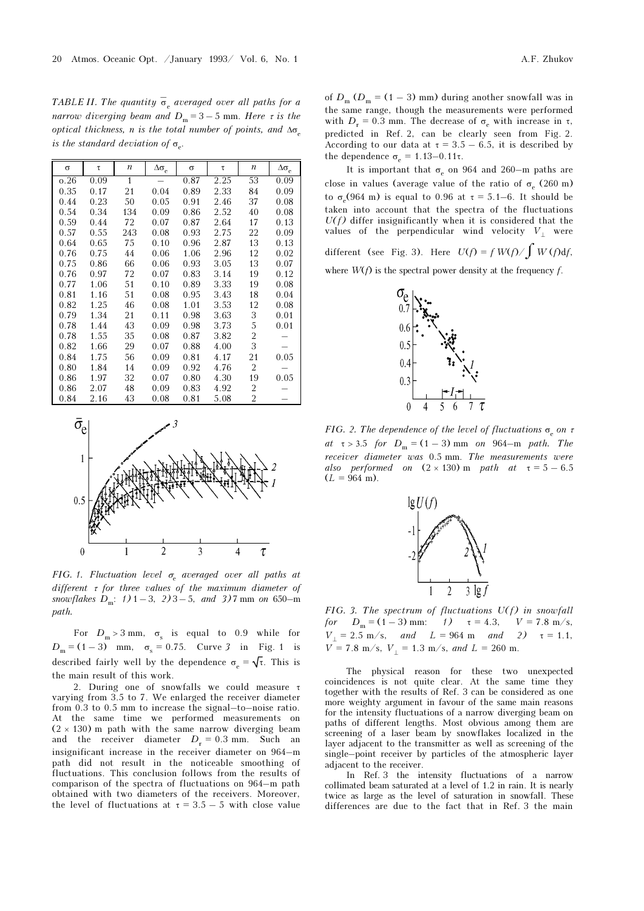*TABLE II. The quantity $\bar{\sigma}_e$ averaged over all paths for a narrow diverging beam and $D_m = 3 - 5$ mm. Here $\tau$ is the optical thickness, $n$ is the total number of points, and $\Delta\sigma_e$ is the standard deviation of $\sigma_e$.*

| σ | τ | n | $\Delta\sigma_e$ | σ | τ | n | $\Delta\sigma_e$ |
|---|---|---|---|---|---|---|---|
| o.26 | 0.09 | 1 | – | 0.87 | 2.25 | 53 | 0.09 |
| 0.35 | 0.17 | 21 | 0.04 | 0.89 | 2.33 | 84 | 0.09 |
| 0.44 | 0.23 | 50 | 0.05 | 0.91 | 2.46 | 37 | 0.08 |
| 0.54 | 0.34 | 134 | 0.09 | 0.86 | 2.52 | 40 | 0.08 |
| 0.59 | 0.44 | 72 | 0.07 | 0.87 | 2.64 | 17 | 0.13 |
| 0.57 | 0.55 | 243 | 0.08 | 0.93 | 2.75 | 22 | 0.09 |
| 0.64 | 0.65 | 75 | 0.10 | 0.96 | 2.87 | 13 | 0.13 |
| 0.76 | 0.75 | 44 | 0.06 | 1.06 | 2.96 | 12 | 0.02 |
| 0.75 | 0.86 | 66 | 0.06 | 0.93 | 3.05 | 13 | 0.07 |
| 0.76 | 0.97 | 72 | 0.07 | 0.83 | 3.14 | 19 | 0.12 |
| 0.77 | 1.06 | 51 | 0.10 | 0.89 | 3.33 | 19 | 0.08 |
| 0.81 | 1.16 | 51 | 0.08 | 0.95 | 3.43 | 18 | 0.04 |
| 0.82 | 1.25 | 46 | 0.08 | 1.01 | 3.53 | 12 | 0.08 |
| 0.79 | 1.34 | 21 | 0.11 | 0.98 | 3.63 | 3 | 0.01 |
| 0.78 | 1.44 | 43 | 0.09 | 0.98 | 3.73 | 5 | 0.01 |
| 0.78 | 1.55 | 35 | 0.08 | 0.87 | 3.82 | 2 | – |
| 0.82 | 1.66 | 29 | 0.07 | 0.88 | 4.00 | 3 | – |
| 0.84 | 1.75 | 56 | 0.09 | 0.81 | 4.17 | 21 | 0.05 |
| 0.80 | 1.84 | 14 | 0.09 | 0.92 | 4.76 | 2 | – |
| 0.86 | 1.97 | 32 | 0.07 | 0.80 | 4.30 | 19 | 0.05 |
| 0.86 | 2.07 | 48 | 0.09 | 0.83 | 4.92 | 2 | – |
| 0.84 | 2.16 | 43 | 0.08 | 0.81 | 5.08 | 2 | – |

*FIG. 1. Fluctuation level $\sigma_e$ averaged over all paths at different $\tau$ for three values of the maximum diameter of snowflakes $D_m$: 1) 1 – 3, 2) 3 – 5, and 3) 7 mm on 650–m path.*

For $D_m > 3$ mm, $\sigma_s$ is equal to 0.9 while for $D_m = (1 - 3)$ mm, $\sigma_s = 0.75$. Curve 3 in Fig. 1 is described fairly well by the dependence $\sigma_e = \sqrt{\tau}$. This is the main result of this work.

2. During one of snowfalls we could measure $\tau$ varying from 3.5 to 7. We enlarged the receiver diameter from 0.3 to 0.5 mm to increase the signal–to–noise ratio. At the same time we performed measurements on $(2 \times 130)$ m path with the same narrow diverging beam and the receiver diameter $D_r = 0.3$ mm. Such an insignificant increase in the receiver diameter on 964–m path did not result in the noticeable smoothing of fluctuations. This conclusion follows from the results of comparison of the spectra of fluctuations on 964–m path obtained with two diameters of the receivers. Moreover, the level of fluctuations at $\tau = 3.5 - 5$ with close value of $D_m$ ($D_m = (1 - 3)$ mm) during another snowfall was in the same range, though the measurements were performed with $D_r = 0.3$ mm. The decrease of $\sigma_e$ with increase in $\tau$, predicted in Ref. 2, can be clearly seen from Fig. 2. According to our data at $\tau = 3.5 - 6.5$, it is described by the dependence $\sigma_e = 1.13 – 0.11\tau$.

It is important that $\sigma_e$ on 964 and 260–m paths are close in values (average value of the ratio of $\sigma_e$ (260 m) to $\sigma_e$(964 m) is equal to 0.96 at $\tau = 5.1–6$. It should be taken into account that the spectra of the fluctuations $U(f)$ differ insignificantly when it is considered that the values of the perpendicular wind velocity $V_\perp$ were different (see Fig. 3). Here $U(f) = f\,W(f)/\int W(f)\mathrm{d}f$, where $W(f)$ is the spectral power density at the frequency $f$.

*FIG. 2. The dependence of the level of fluctuations $\sigma_e$ on $\tau$ at $\tau > 3.5$ for $D_m = (1 - 3)$ mm on 964–m path. The receiver diameter was 0.5 mm. The measurements were also performed on $(2 \times 130)$ m path at $\tau = 5 - 6.5$ ($L = 964$ m).*

*FIG. 3. The spectrum of fluctuations $U(f)$ in snowfall for $D_m = (1 - 3)$ mm: 1) $\tau = 4.3$, $V = 7.8$ m/s, $V_\perp = 2.5$ m/s, and $L = 964$ m and 2) $\tau = 1.1$, $V = 7.8$ m/s, $V_\perp = 1.3$ m/s, and $L = 260$ m.*

The physical reason for these two unexpected coincidences is not quite clear. At the same time they together with the results of Ref. 3 can be considered as one more weighty argument in favour of the same main reasons for the intensity fluctuations of a narrow diverging beam on paths of different lengths. Most obvious among them are screening of a laser beam by snowflakes localized in the layer adjacent to the transmitter as well as screening of the single–point receiver by particles of the atmospheric layer adjacent to the receiver.

In Ref. 3 the intensity fluctuations of a narrow collimated beam saturated at a level of 1.2 in rain. It is nearly twice as large as the level of saturation in snowfall. These differences are due to the fact that in Ref. 3 the main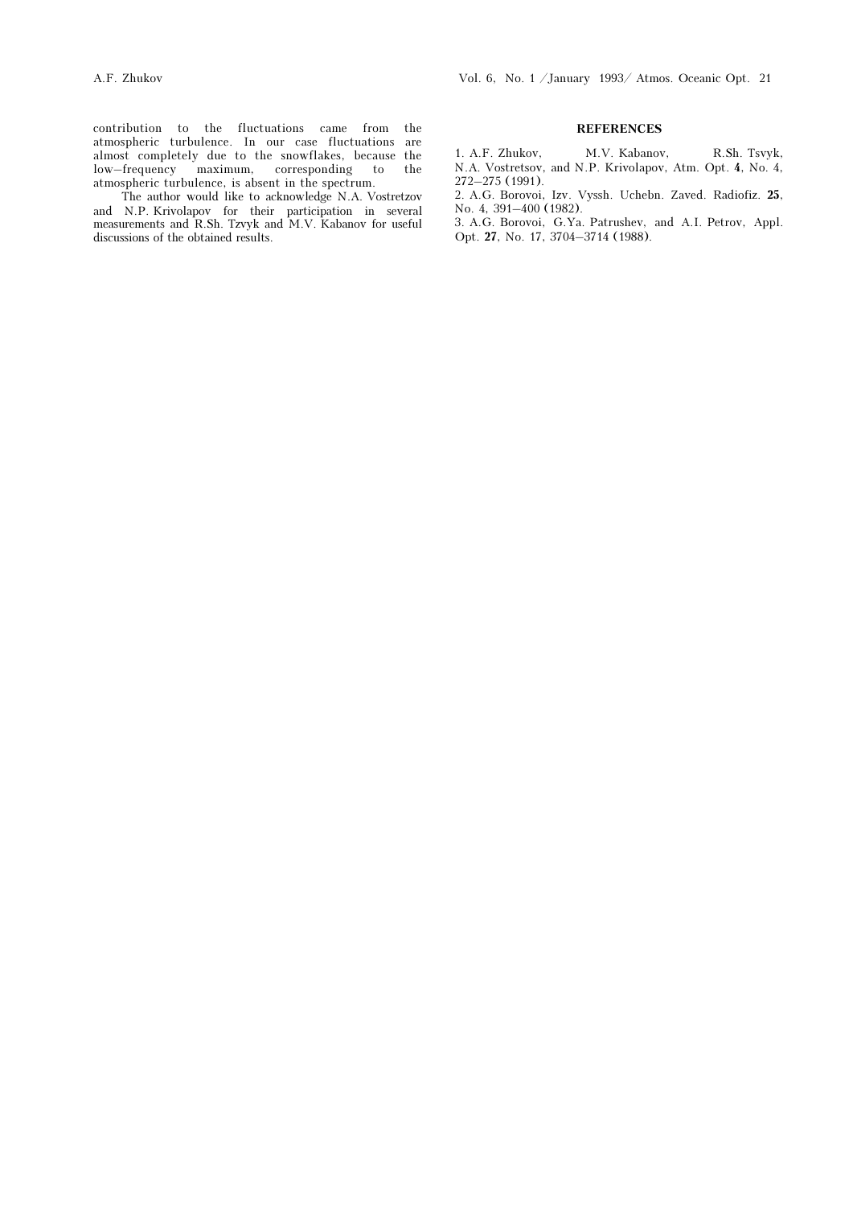contribution to the fluctuations came from the atmospheric turbulence. In our case fluctuations are almost completely due to the snowflakes, because the low–frequency maximum, corresponding to the atmospheric turbulence, is absent in the spectrum.

The author would like to acknowledge N.A. Vostretzov and N.P. Krivolapov for their participation in several measurements and R.Sh. Tzvyk and M.V. Kabanov for useful discussions of the obtained results.

## REFERENCES

1. A.F. Zhukov, M.V. Kabanov, R.Sh. Tsvyk, N.A. Vostretsov, and N.P. Krivolapov, Atm. Opt. **4**, No. 4, 272–275 (1991).
2. A.G. Borovoi, Izv. Vyssh. Uchebn. Zaved. Radiofiz. **25**, No. 4, 391–400 (1982).
3. A.G. Borovoi, G.Ya. Patrushev, and A.I. Petrov, Appl. Opt. **27**, No. 17, 3704–3714 (1988).